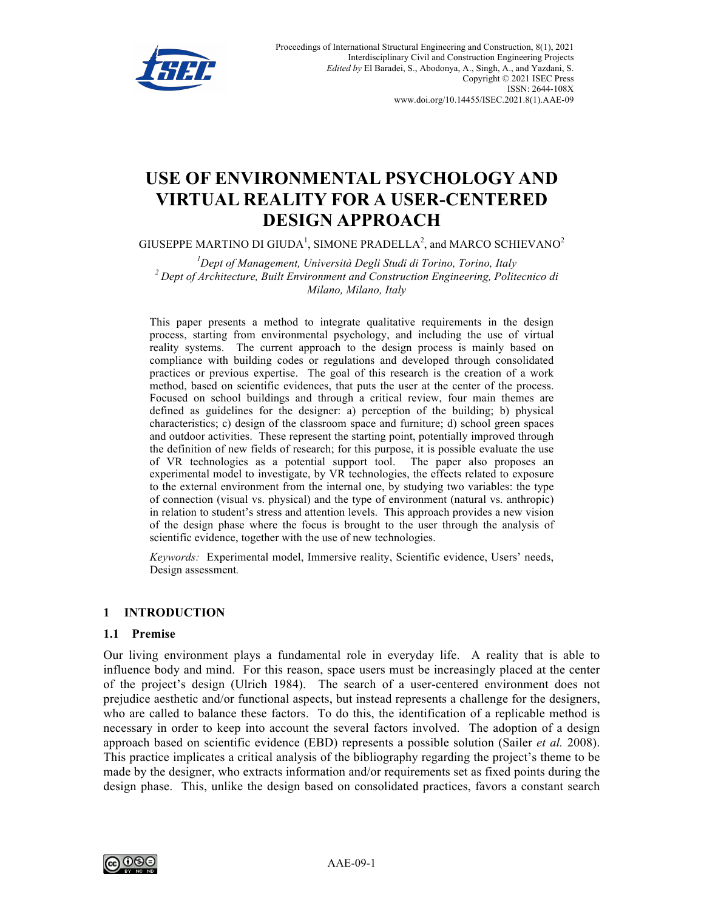# USE OF ENVIRONMENTAL PSYCHOLOGY AND VIRTUAL REALITY FOR A USER-CENTERED DESIGN APPROACH

GIUSEPPE MARTINO DI GIUDA[1], SIMONE PRADELLA[2], and MARCO SCHIEVANO[2]

[1]*Dept of Management, Università Degli Studi di Torino, Torino, Italy*
[2] *Dept of Architecture, Built Environment and Construction Engineering, Politecnico di Milano, Milano, Italy*

This paper presents a method to integrate qualitative requirements in the design process, starting from environmental psychology, and including the use of virtual reality systems. The current approach to the design process is mainly based on compliance with building codes or regulations and developed through consolidated practices or previous expertise. The goal of this research is the creation of a work method, based on scientific evidences, that puts the user at the center of the process. Focused on school buildings and through a critical review, four main themes are defined as guidelines for the designer: a) perception of the building; b) physical characteristics; c) design of the classroom space and furniture; d) school green spaces and outdoor activities. These represent the starting point, potentially improved through the definition of new fields of research; for this purpose, it is possible evaluate the use of VR technologies as a potential support tool. The paper also proposes an experimental model to investigate, by VR technologies, the effects related to exposure to the external environment from the internal one, by studying two variables: the type of connection (visual vs. physical) and the type of environment (natural vs. anthropic) in relation to student's stress and attention levels. This approach provides a new vision of the design phase where the focus is brought to the user through the analysis of scientific evidence, together with the use of new technologies.

*Keywords:* Experimental model, Immersive reality, Scientific evidence, Users' needs, Design assessment.

## 1 INTRODUCTION

### 1.1 Premise

Our living environment plays a fundamental role in everyday life. A reality that is able to influence body and mind. For this reason, space users must be increasingly placed at the center of the project's design (Ulrich 1984). The search of a user-centered environment does not prejudice aesthetic and/or functional aspects, but instead represents a challenge for the designers, who are called to balance these factors. To do this, the identification of a replicable method is necessary in order to keep into account the several factors involved. The adoption of a design approach based on scientific evidence (EBD) represents a possible solution (Sailer *et al.* 2008). This practice implicates a critical analysis of the bibliography regarding the project's theme to be made by the designer, who extracts information and/or requirements set as fixed points during the design phase. This, unlike the design based on consolidated practices, favors a constant search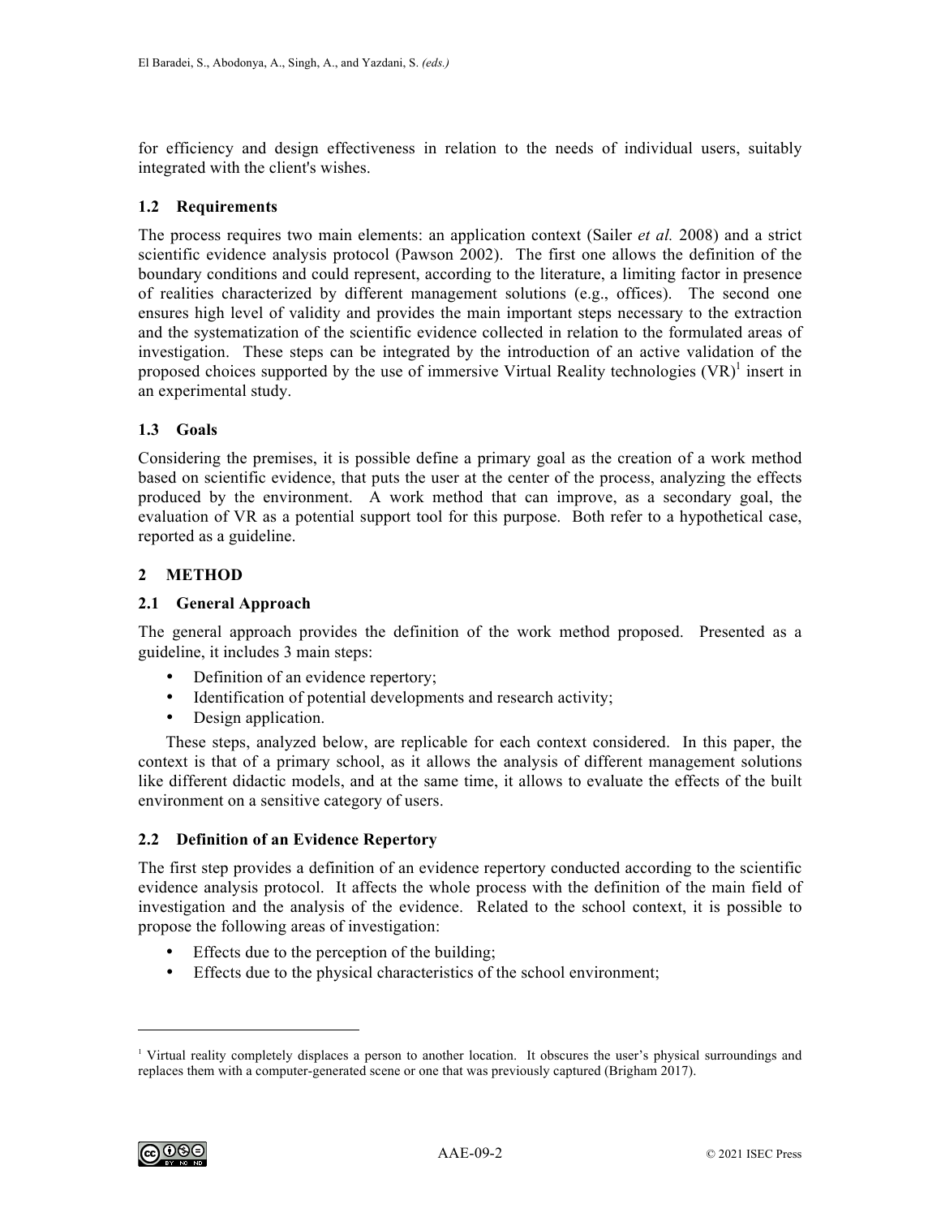for efficiency and design effectiveness in relation to the needs of individual users, suitably integrated with the client's wishes.

### 1.2 Requirements

The process requires two main elements: an application context (Sailer *et al.* 2008) and a strict scientific evidence analysis protocol (Pawson 2002). The first one allows the definition of the boundary conditions and could represent, according to the literature, a limiting factor in presence of realities characterized by different management solutions (e.g., offices). The second one ensures high level of validity and provides the main important steps necessary to the extraction and the systematization of the scientific evidence collected in relation to the formulated areas of investigation. These steps can be integrated by the introduction of an active validation of the proposed choices supported by the use of immersive Virtual Reality technologies (VR)[1] insert in an experimental study.

### 1.3 Goals

Considering the premises, it is possible define a primary goal as the creation of a work method based on scientific evidence, that puts the user at the center of the process, analyzing the effects produced by the environment. A work method that can improve, as a secondary goal, the evaluation of VR as a potential support tool for this purpose. Both refer to a hypothetical case, reported as a guideline.

## 2 METHOD

### 2.1 General Approach

The general approach provides the definition of the work method proposed. Presented as a guideline, it includes 3 main steps:

- Definition of an evidence repertory;
- Identification of potential developments and research activity;
- Design application.

These steps, analyzed below, are replicable for each context considered. In this paper, the context is that of a primary school, as it allows the analysis of different management solutions like different didactic models, and at the same time, it allows to evaluate the effects of the built environment on a sensitive category of users.

### 2.2 Definition of an Evidence Repertory

The first step provides a definition of an evidence repertory conducted according to the scientific evidence analysis protocol. It affects the whole process with the definition of the main field of investigation and the analysis of the evidence. Related to the school context, it is possible to propose the following areas of investigation:

- Effects due to the perception of the building;
- Effects due to the physical characteristics of the school environment;

[1] Virtual reality completely displaces a person to another location. It obscures the user's physical surroundings and replaces them with a computer-generated scene or one that was previously captured (Brigham 2017).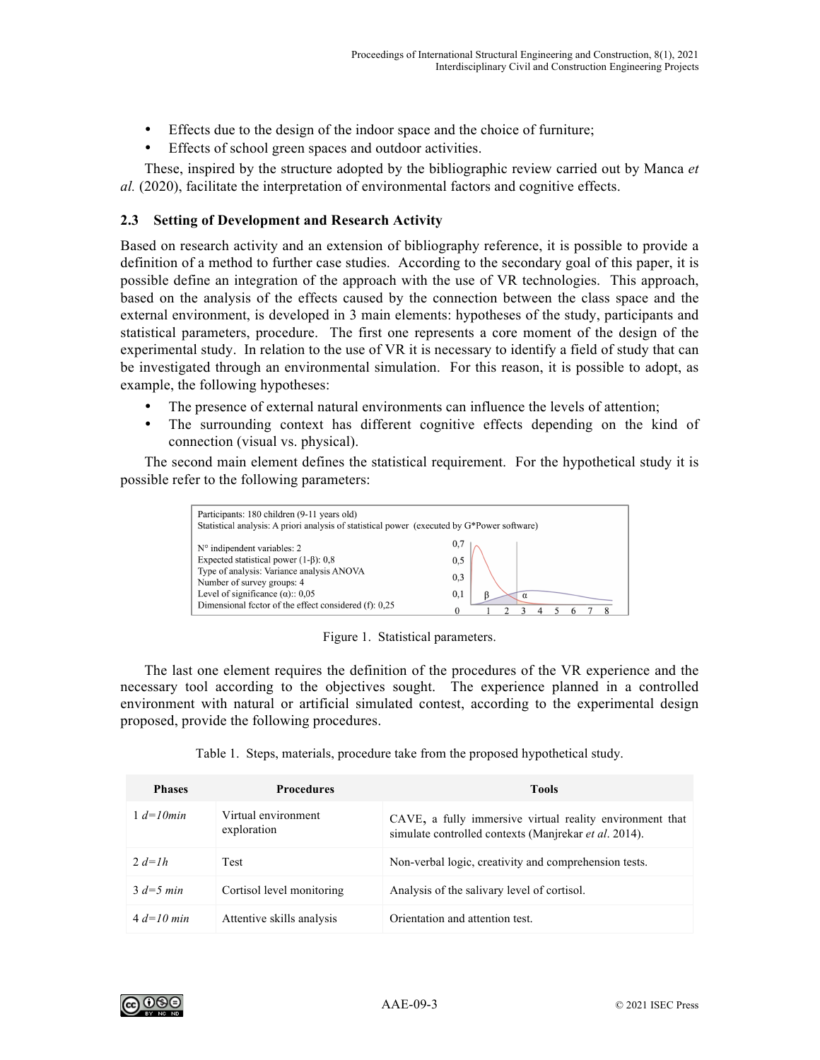- Effects due to the design of the indoor space and the choice of furniture;
- Effects of school green spaces and outdoor activities.

These, inspired by the structure adopted by the bibliographic review carried out by Manca *et al.* (2020), facilitate the interpretation of environmental factors and cognitive effects.

### 2.3 Setting of Development and Research Activity

Based on research activity and an extension of bibliography reference, it is possible to provide a definition of a method to further case studies. According to the secondary goal of this paper, it is possible define an integration of the approach with the use of VR technologies. This approach, based on the analysis of the effects caused by the connection between the class space and the external environment, is developed in 3 main elements: hypotheses of the study, participants and statistical parameters, procedure. The first one represents a core moment of the design of the experimental study. In relation to the use of VR it is necessary to identify a field of study that can be investigated through an environmental simulation. For this reason, it is possible to adopt, as example, the following hypotheses:

- The presence of external natural environments can influence the levels of attention;
- The surrounding context has different cognitive effects depending on the kind of connection (visual vs. physical).

The second main element defines the statistical requirement. For the hypothetical study it is possible refer to the following parameters:

Participants: 180 children (9-11 years old)
Statistical analysis: A priori analysis of statistical power (executed by G*Power software)

N° indipendent variables: 2
Expected statistical power ($1-\beta$): 0,8
Type of analysis: Variance analysis ANOVA
Number of survey groups: 4
Level of significance ($\alpha$):: 0,05
Dimensional fctor of the effect considered (f): 0,25

Figure 1. Statistical parameters.

The last one element requires the definition of the procedures of the VR experience and the necessary tool according to the objectives sought. The experience planned in a controlled environment with natural or artificial simulated contest, according to the experimental design proposed, provide the following procedures.

Table 1. Steps, materials, procedure take from the proposed hypothetical study.

| Phases | Procedures | Tools |
|---|---|---|
| 1 *d=10min* | Virtual environment exploration | CAVE, a fully immersive virtual reality environment that simulate controlled contexts (Manjrekar *et al*. 2014). |
| 2 *d=1h* | Test | Non-verbal logic, creativity and comprehension tests. |
| 3 *d=5 min* | Cortisol level monitoring | Analysis of the salivary level of cortisol. |
| 4 *d=10 min* | Attentive skills analysis | Orientation and attention test. |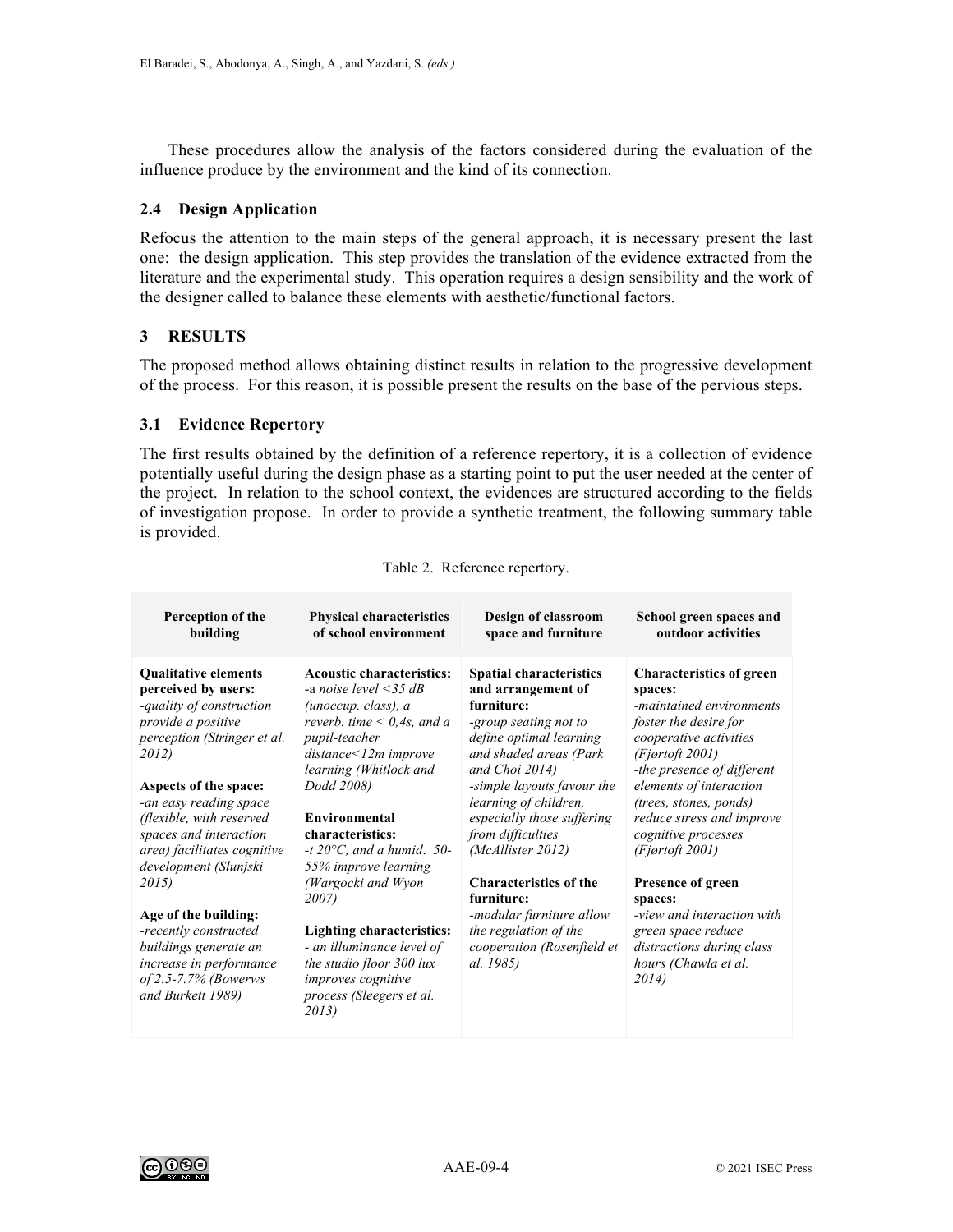These procedures allow the analysis of the factors considered during the evaluation of the influence produce by the environment and the kind of its connection.

### 2.4 Design Application

Refocus the attention to the main steps of the general approach, it is necessary present the last one: the design application. This step provides the translation of the evidence extracted from the literature and the experimental study. This operation requires a design sensibility and the work of the designer called to balance these elements with aesthetic/functional factors.

## 3 RESULTS

The proposed method allows obtaining distinct results in relation to the progressive development of the process. For this reason, it is possible present the results on the base of the pervious steps.

### 3.1 Evidence Repertory

The first results obtained by the definition of a reference repertory, it is a collection of evidence potentially useful during the design phase as a starting point to put the user needed at the center of the project. In relation to the school context, the evidences are structured according to the fields of investigation propose. In order to provide a synthetic treatment, the following summary table is provided.

Table 2. Reference repertory.

| Perception of the building | Physical characteristics of school environment | Design of classroom space and furniture | School green spaces and outdoor activities |
|---|---|---|---|
| **Qualitative elements perceived by users:** *-quality of construction provide a positive perception (Stringer et al. 2012)* <br><br> **Aspects of the space:** *-an easy reading space (flexible, with reserved spaces and interaction area) facilitates cognitive development (Slunjski 2015)* <br><br> **Age of the building:** *-recently constructed buildings generate an increase in performance of 2.5-7.7% (Bowerws and Burkett 1989)* | **Acoustic characteristics:** -a *noise level <35 dB (unoccup. class), a reverb. time < 0,4s, and a pupil-teacher distance<12m improve learning (Whitlock and Dodd 2008)* <br><br> **Environmental characteristics:** *-t 20°C, and a humid. 50-55% improve learning (Wargocki and Wyon 2007)* <br><br> **Lighting characteristics:** *- an illuminance level of the studio floor 300 lux improves cognitive process (Sleegers et al. 2013)* | **Spatial characteristics and arrangement of furniture:** *-group seating not to define optimal learning and shaded areas (Park and Choi 2014)* *-simple layouts favour the learning of children, especially those suffering from difficulties (McAllister 2012)* <br><br> **Characteristics of the furniture:** *-modular furniture allow the regulation of the cooperation (Rosenfield et al. 1985)* | **Characteristics of green spaces:** *-maintained environments foster the desire for cooperative activities (Fjørtoft 2001)* *-the presence of different elements of interaction (trees, stones, ponds) reduce stress and improve cognitive processes (Fjørtoft 2001)* <br><br> **Presence of green spaces:** *-view and interaction with green space reduce distractions during class hours (Chawla et al. 2014)* |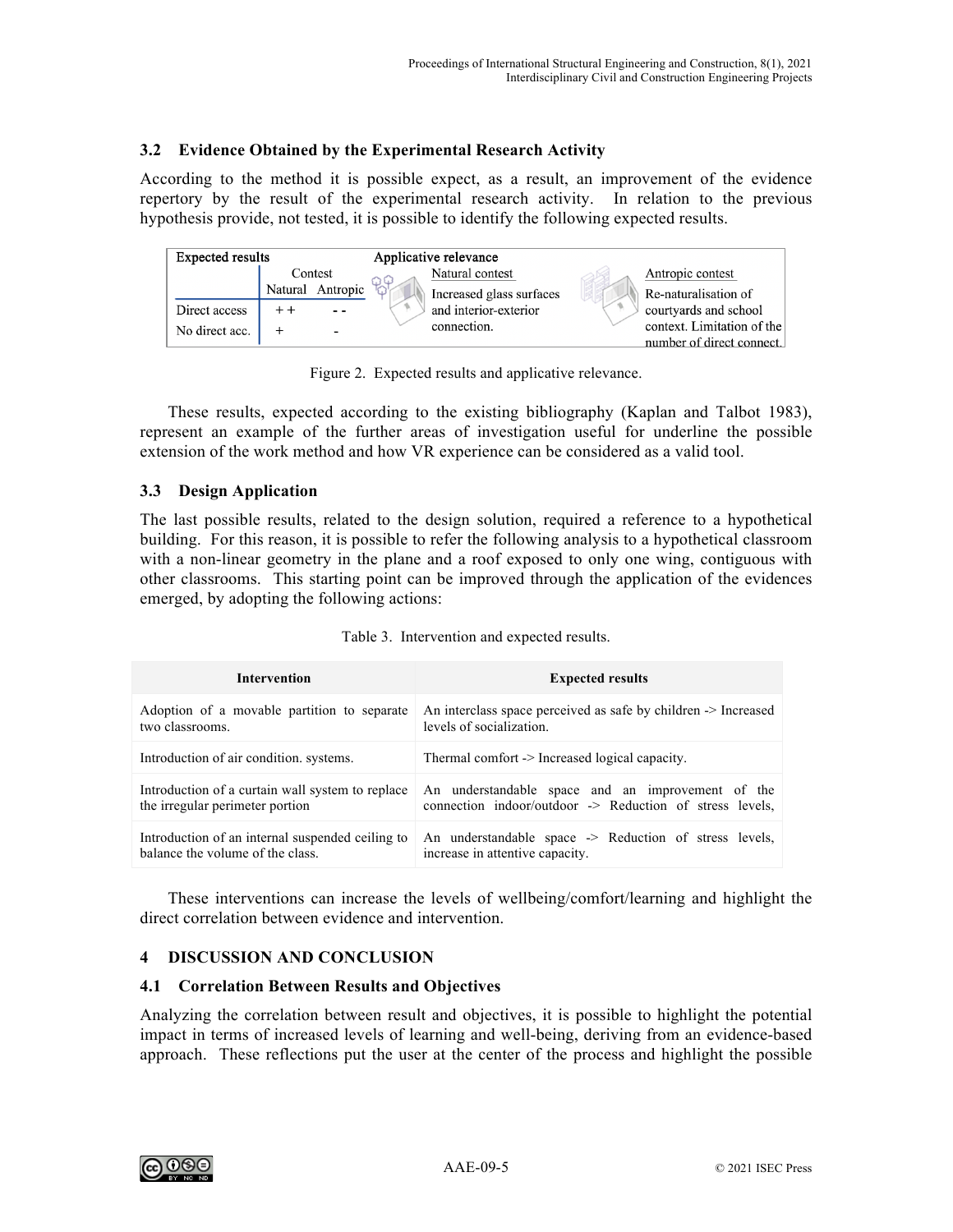### 3.2 Evidence Obtained by the Experimental Research Activity

According to the method it is possible expect, as a result, an improvement of the evidence repertory by the result of the experimental research activity. In relation to the previous hypothesis provide, not tested, it is possible to identify the following expected results.

| Expected results | Contest | |
|---|---|---|
| | Natural | Antropic |
| Direct access | + + | - - |
| No direct acc. | + | - |

| Applicative relevance | |
|---|---|
| Natural contest | Antropic contest |
| Increased glass surfaces and interior-exterior connection. | Re-naturalisation of courtyards and school context. Limitation of the number of direct connect. |

Figure 2. Expected results and applicative relevance.

These results, expected according to the existing bibliography (Kaplan and Talbot 1983), represent an example of the further areas of investigation useful for underline the possible extension of the work method and how VR experience can be considered as a valid tool.

### 3.3 Design Application

The last possible results, related to the design solution, required a reference to a hypothetical building. For this reason, it is possible to refer the following analysis to a hypothetical classroom with a non-linear geometry in the plane and a roof exposed to only one wing, contiguous with other classrooms. This starting point can be improved through the application of the evidences emerged, by adopting the following actions:

Table 3. Intervention and expected results.

| Intervention | Expected results |
|---|---|
| Adoption of a movable partition to separate two classrooms. | An interclass space perceived as safe by children -> Increased levels of socialization. |
| Introduction of air condition. systems. | Thermal comfort -> Increased logical capacity. |
| Introduction of a curtain wall system to replace the irregular perimeter portion | An understandable space and an improvement of the connection indoor/outdoor -> Reduction of stress levels, |
| Introduction of an internal suspended ceiling to balance the volume of the class. | An understandable space -> Reduction of stress levels, increase in attentive capacity. |

These interventions can increase the levels of wellbeing/comfort/learning and highlight the direct correlation between evidence and intervention.

## 4 DISCUSSION AND CONCLUSION

### 4.1 Correlation Between Results and Objectives

Analyzing the correlation between result and objectives, it is possible to highlight the potential impact in terms of increased levels of learning and well-being, deriving from an evidence-based approach. These reflections put the user at the center of the process and highlight the possible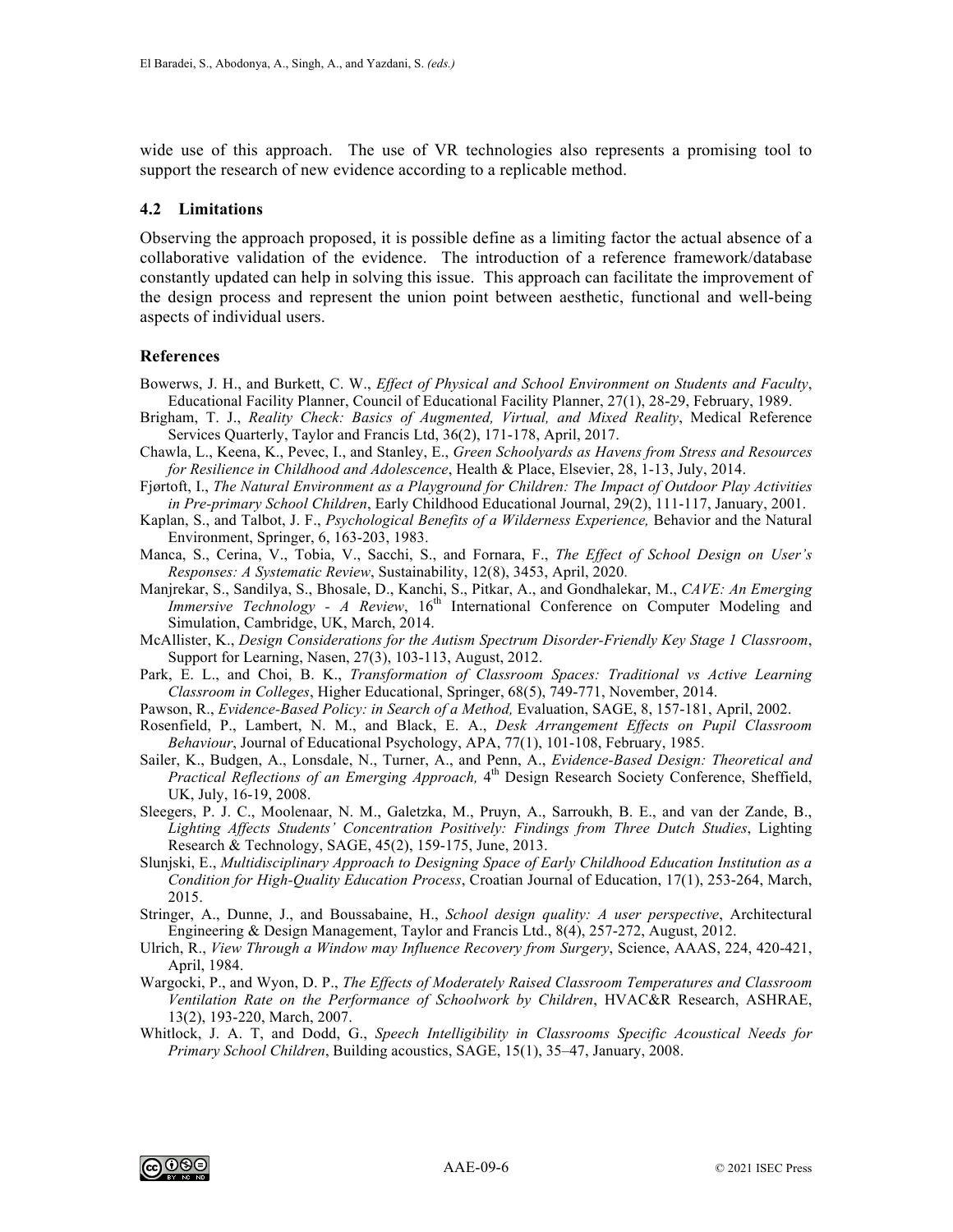wide use of this approach. The use of VR technologies also represents a promising tool to support the research of new evidence according to a replicable method.

### 4.2 Limitations

Observing the approach proposed, it is possible define as a limiting factor the actual absence of a collaborative validation of the evidence. The introduction of a reference framework/database constantly updated can help in solving this issue. This approach can facilitate the improvement of the design process and represent the union point between aesthetic, functional and well-being aspects of individual users.

### References

Bowerws, J. H., and Burkett, C. W., *Effect of Physical and School Environment on Students and Faculty*, Educational Facility Planner, Council of Educational Facility Planner, 27(1), 28-29, February, 1989.

Brigham, T. J., *Reality Check: Basics of Augmented, Virtual, and Mixed Reality*, Medical Reference Services Quarterly, Taylor and Francis Ltd, 36(2), 171-178, April, 2017.

Chawla, L., Keena, K., Pevec, I., and Stanley, E., *Green Schoolyards as Havens from Stress and Resources for Resilience in Childhood and Adolescence*, Health & Place, Elsevier, 28, 1-13, July, 2014.

Fjørtoft, I., *The Natural Environment as a Playground for Children: The Impact of Outdoor Play Activities in Pre-primary School Children*, Early Childhood Educational Journal, 29(2), 111-117, January, 2001.

Kaplan, S., and Talbot, J. F., *Psychological Benefits of a Wilderness Experience,* Behavior and the Natural Environment, Springer, 6, 163-203, 1983.

Manca, S., Cerina, V., Tobia, V., Sacchi, S., and Fornara, F., *The Effect of School Design on User's Responses: A Systematic Review*, Sustainability, 12(8), 3453, April, 2020.

Manjrekar, S., Sandilya, S., Bhosale, D., Kanchi, S., Pitkar, A., and Gondhalekar, M., *CAVE: An Emerging Immersive Technology - A Review*, 16th International Conference on Computer Modeling and Simulation, Cambridge, UK, March, 2014.

McAllister, K., *Design Considerations for the Autism Spectrum Disorder-Friendly Key Stage 1 Classroom*, Support for Learning, Nasen, 27(3), 103-113, August, 2012.

Park, E. L., and Choi, B. K., *Transformation of Classroom Spaces: Traditional vs Active Learning Classroom in Colleges*, Higher Educational, Springer, 68(5), 749-771, November, 2014.

Pawson, R., *Evidence-Based Policy: in Search of a Method,* Evaluation, SAGE, 8, 157-181, April, 2002.

Rosenfield, P., Lambert, N. M., and Black, E. A., *Desk Arrangement Effects on Pupil Classroom Behaviour*, Journal of Educational Psychology, APA, 77(1), 101-108, February, 1985.

Sailer, K., Budgen, A., Lonsdale, N., Turner, A., and Penn, A., *Evidence-Based Design: Theoretical and Practical Reflections of an Emerging Approach,* 4th Design Research Society Conference, Sheffield, UK, July, 16-19, 2008.

Sleegers, P. J. C., Moolenaar, N. M., Galetzka, M., Pruyn, A., Sarroukh, B. E., and van der Zande, B., *Lighting Affects Students' Concentration Positively: Findings from Three Dutch Studies*, Lighting Research & Technology, SAGE, 45(2), 159-175, June, 2013.

Slunjski, E., *Multidisciplinary Approach to Designing Space of Early Childhood Education Institution as a Condition for High-Quality Education Process*, Croatian Journal of Education, 17(1), 253-264, March, 2015.

Stringer, A., Dunne, J., and Boussabaine, H., *School design quality: A user perspective*, Architectural Engineering & Design Management, Taylor and Francis Ltd., 8(4), 257-272, August, 2012.

Ulrich, R., *View Through a Window may Influence Recovery from Surgery*, Science, AAAS, 224, 420-421, April, 1984.

Wargocki, P., and Wyon, D. P., *The Effects of Moderately Raised Classroom Temperatures and Classroom Ventilation Rate on the Performance of Schoolwork by Children*, HVAC&R Research, ASHRAE, 13(2), 193-220, March, 2007.

Whitlock, J. A. T, and Dodd, G., *Speech Intelligibility in Classrooms Specific Acoustical Needs for Primary School Children*, Building acoustics, SAGE, 15(1), 35–47, January, 2008.